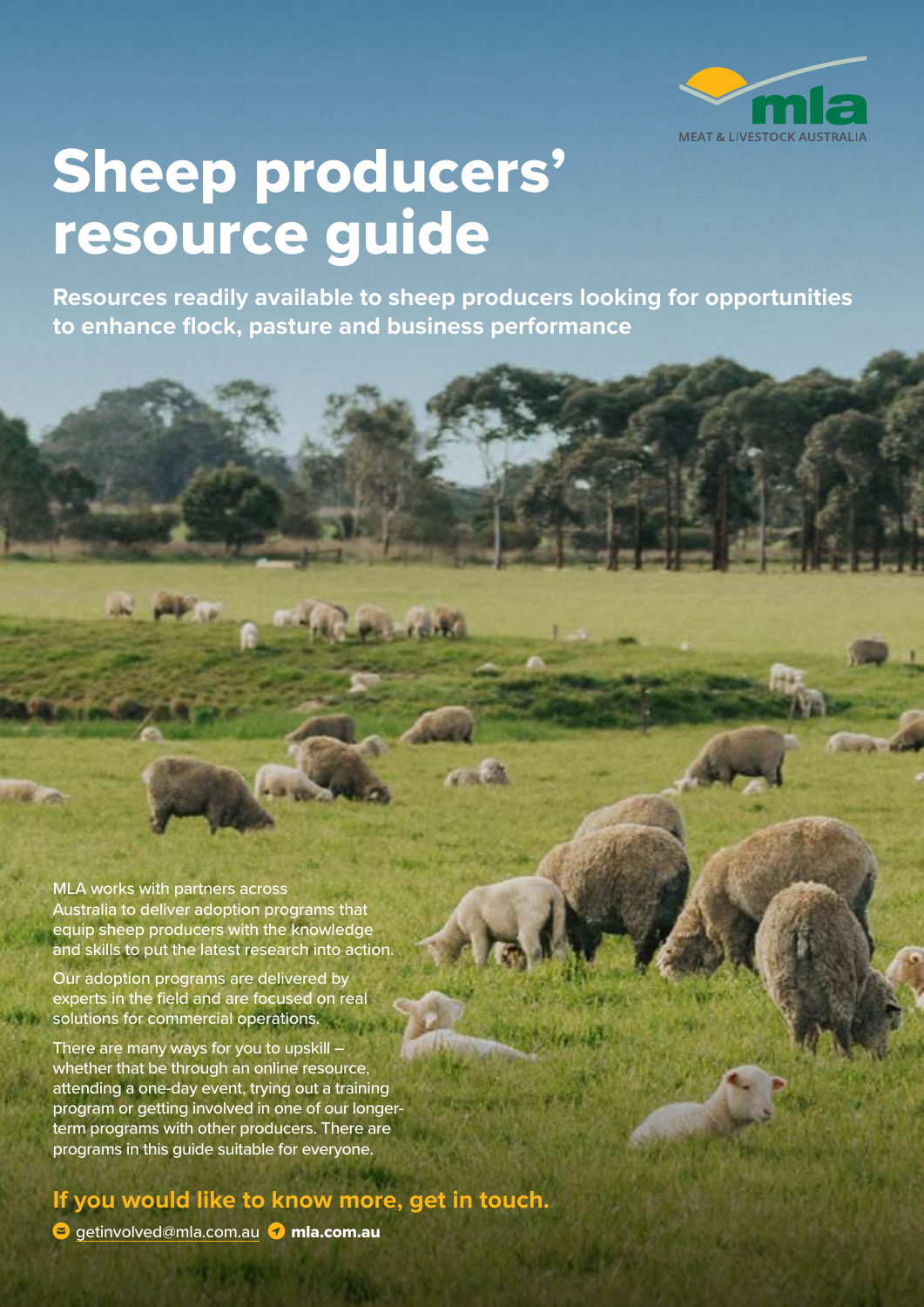MEAT & LIVESTOCK AUSTRALIA

# Sheep producers' resource guide

**Resources readily available to sheep producers looking for opportunities to enhance flock, pasture and business performance**

MLA works with partners across Australia to deliver adoption programs that equip sheep producers with the knowledge and skills to put the latest research into action.

Our adoption programs are delivered by experts in the field and are focused on real solutions for commercial operations.

There are many ways for you to upskill – whether that be through an online resource, attending a one-day event, trying out a training program or getting involved in one of our longer-term programs with other producers. There are programs in this guide suitable for everyone.

## If you would like to know more, get in touch.

getinvolved@mla.com.au **mla.com.au**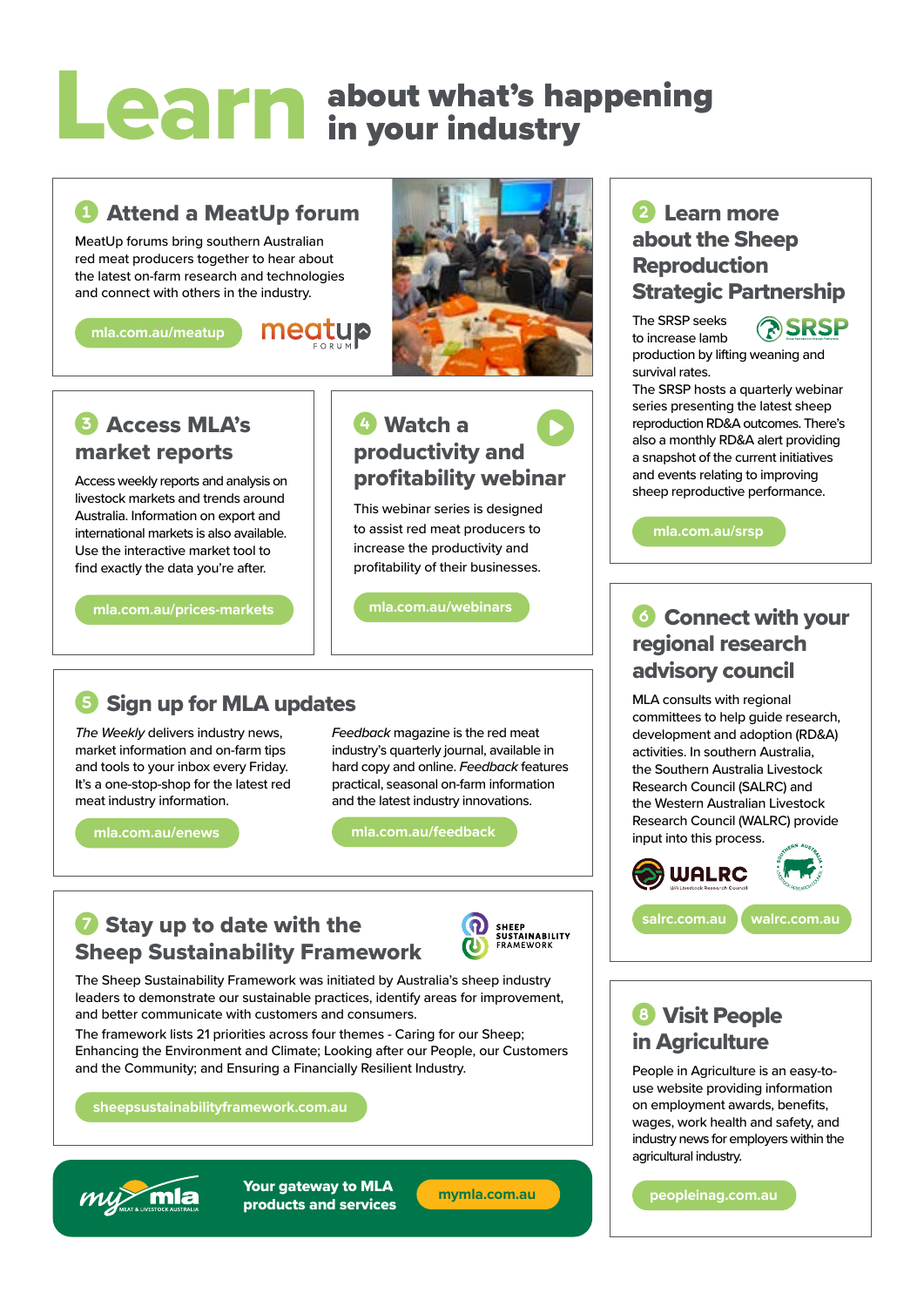# Learn about what's happening in your industry

## 1 Attend a MeatUp forum

MeatUp forums bring southern Australian red meat producers together to hear about the latest on-farm research and technologies and connect with others in the industry.

mla.com.au/meatup

## 2 Learn more about the Sheep Reproduction Strategic Partnership

The SRSP seeks to increase lamb production by lifting weaning and survival rates.

The SRSP hosts a quarterly webinar series presenting the latest sheep reproduction RD&A outcomes. There's also a monthly RD&A alert providing a snapshot of the current initiatives and events relating to improving sheep reproductive performance.

mla.com.au/srsp

## 3 Access MLA's market reports

Access weekly reports and analysis on livestock markets and trends around Australia. Information on export and international markets is also available. Use the interactive market tool to find exactly the data you're after.

mla.com.au/prices-markets

## 4 Watch a productivity and profitability webinar

This webinar series is designed to assist red meat producers to increase the productivity and profitability of their businesses.

mla.com.au/webinars

## 5 Sign up for MLA updates

*The Weekly* delivers industry news, market information and on-farm tips and tools to your inbox every Friday. It's a one-stop-shop for the latest red meat industry information.

mla.com.au/enews

*Feedback* magazine is the red meat industry's quarterly journal, available in hard copy and online. *Feedback* features practical, seasonal on-farm information and the latest industry innovations.

mla.com.au/feedback

## 6 Connect with your regional research advisory council

MLA consults with regional committees to help guide research, development and adoption (RD&A) activities. In southern Australia, the Southern Australia Livestock Research Council (SALRC) and the Western Australian Livestock Research Council (WALRC) provide input into this process.

salrc.com.au | walrc.com.au

## 7 Stay up to date with the Sheep Sustainability Framework

The Sheep Sustainability Framework was initiated by Australia's sheep industry leaders to demonstrate our sustainable practices, identify areas for improvement, and better communicate with customers and consumers.

The framework lists 21 priorities across four themes - Caring for our Sheep; Enhancing the Environment and Climate; Looking after our People, our Customers and the Community; and Ensuring a Financially Resilient Industry.

sheepsustainabilityframework.com.au

## 8 Visit People in Agriculture

People in Agriculture is an easy-to-use website providing information on employment awards, benefits, wages, work health and safety, and industry news for employers within the agricultural industry.

peopleinag.com.au

**Your gateway to MLA products and services** — mymla.com.au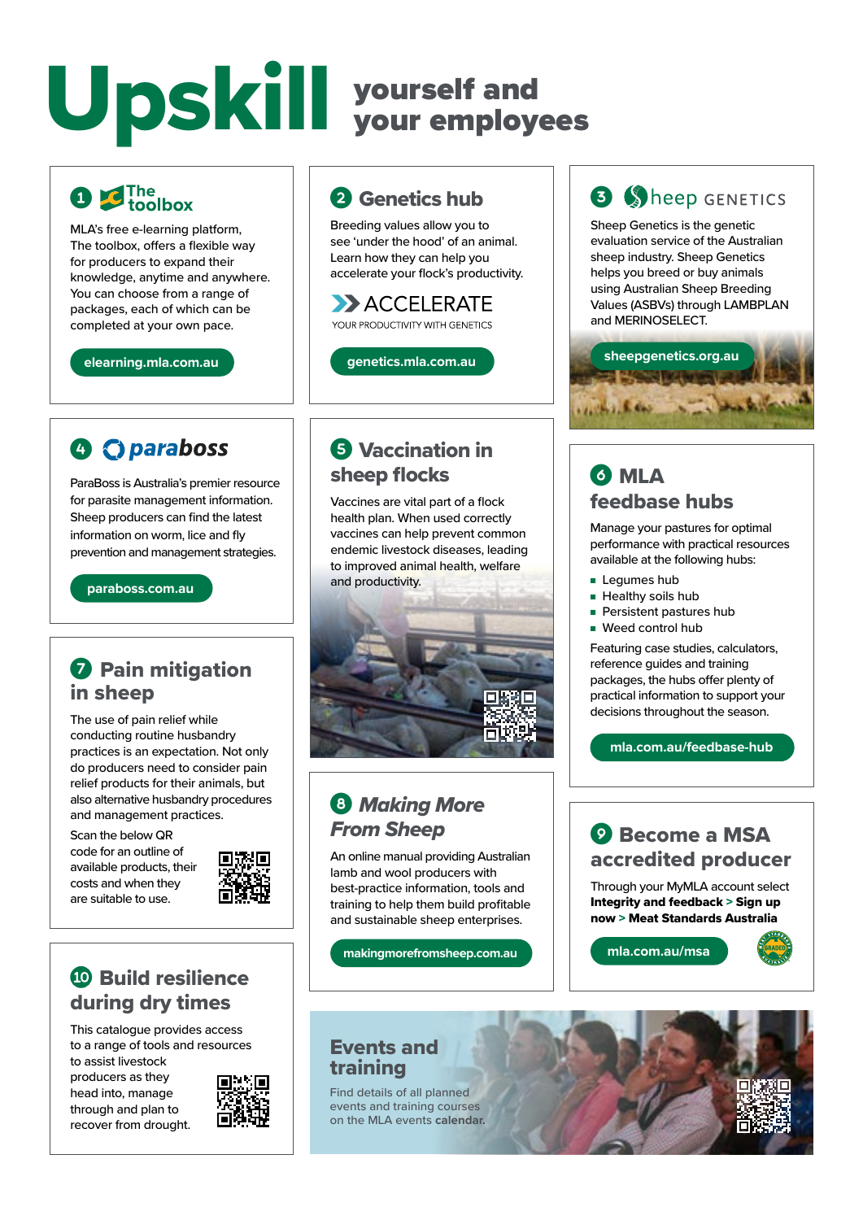# Upskill yourself and your employees

## 1 The toolbox

MLA's free e-learning platform, The toolbox, offers a flexible way for producers to expand their knowledge, anytime and anywhere. You can choose from a range of packages, each of which can be completed at your own pace.

elearning.mla.com.au

## 2 Genetics hub

Breeding values allow you to see 'under the hood' of an animal. Learn how they can help you accelerate your flock's productivity.

ACCELERATE
YOUR PRODUCTIVITY WITH GENETICS

genetics.mla.com.au

## 3 Sheep GENETICS

Sheep Genetics is the genetic evaluation service of the Australian sheep industry. Sheep Genetics helps you breed or buy animals using Australian Sheep Breeding Values (ASBVs) through LAMBPLAN and MERINOSELECT.

sheepgenetics.org.au

## 4 paraboss

ParaBoss is Australia's premier resource for parasite management information. Sheep producers can find the latest information on worm, lice and fly prevention and management strategies.

paraboss.com.au

## 5 Vaccination in sheep flocks

Vaccines are vital part of a flock health plan. When used correctly vaccines can help prevent common endemic livestock diseases, leading to improved animal health, welfare and productivity.

## 6 MLA feedbase hubs

Manage your pastures for optimal performance with practical resources available at the following hubs:

- Legumes hub
- Healthy soils hub
- Persistent pastures hub
- Weed control hub

Featuring case studies, calculators, reference guides and training packages, the hubs offer plenty of practical information to support your decisions throughout the season.

mla.com.au/feedbase-hub

## 7 Pain mitigation in sheep

The use of pain relief while conducting routine husbandry practices is an expectation. Not only do producers need to consider pain relief products for their animals, but also alternative husbandry procedures and management practices.

Scan the below QR code for an outline of available products, their costs and when they are suitable to use.

## 8 *Making More From Sheep*

An online manual providing Australian lamb and wool producers with best-practice information, tools and training to help them build profitable and sustainable sheep enterprises.

makingmorefromsheep.com.au

## 9 Become a MSA accredited producer

Through your MyMLA account select **Integrity and feedback > Sign up now > Meat Standards Australia**

mla.com.au/msa

## 10 Build resilience during dry times

This catalogue provides access to a range of tools and resources to assist livestock producers as they head into, manage through and plan to recover from drought.

## Events and training

Find details of all planned events and training courses on the MLA events **calendar.**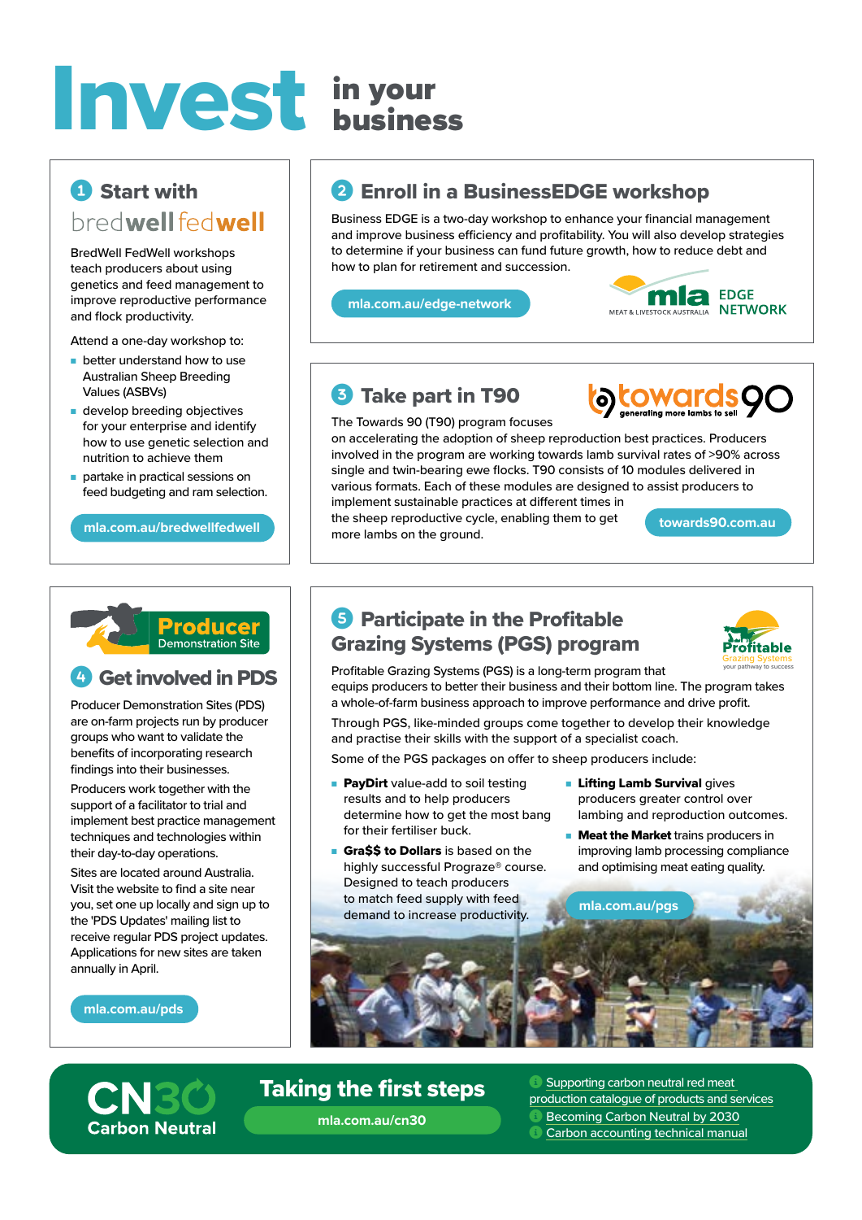# Invest in your business

## 1 Start with bredwell fedwell

BredWell FedWell workshops teach producers about using genetics and feed management to improve reproductive performance and flock productivity.

Attend a one-day workshop to:

- better understand how to use Australian Sheep Breeding Values (ASBVs)
- develop breeding objectives for your enterprise and identify how to use genetic selection and nutrition to achieve them
- partake in practical sessions on feed budgeting and ram selection.

mla.com.au/bredwellfedwell

## 2 Enroll in a BusinessEDGE workshop

Business EDGE is a two-day workshop to enhance your financial management and improve business efficiency and profitability. You will also develop strategies to determine if your business can fund future growth, how to reduce debt and how to plan for retirement and succession.

mla.com.au/edge-network

mla MEAT & LIVESTOCK AUSTRALIA EDGE NETWORK

## 3 Take part in T90

towards90 generating more lambs to sell

The Towards 90 (T90) program focuses on accelerating the adoption of sheep reproduction best practices. Producers involved in the program are working towards lamb survival rates of >90% across single and twin-bearing ewe flocks. T90 consists of 10 modules delivered in various formats. Each of these modules are designed to assist producers to implement sustainable practices at different times in the sheep reproductive cycle, enabling them to get more lambs on the ground.

towards90.com.au

## 4 Get involved in PDS

Producer Demonstration Site

Producer Demonstration Sites (PDS) are on-farm projects run by producer groups who want to validate the benefits of incorporating research findings into their businesses.

Producers work together with the support of a facilitator to trial and implement best practice management techniques and technologies within their day-to-day operations.

Sites are located around Australia. Visit the website to find a site near you, set one up locally and sign up to the 'PDS Updates' mailing list to receive regular PDS project updates. Applications for new sites are taken annually in April.

mla.com.au/pds

## 5 Participate in the Profitable Grazing Systems (PGS) program

Profitable Grazing Systems your pathway to success

Profitable Grazing Systems (PGS) is a long-term program that equips producers to better their business and their bottom line. The program takes a whole-of-farm business approach to improve performance and drive profit.

Through PGS, like-minded groups come together to develop their knowledge and practise their skills with the support of a specialist coach.

Some of the PGS packages on offer to sheep producers include:

- **PayDirt** value-add to soil testing results and to help producers determine how to get the most bang for their fertiliser buck.
- **Gra$$ to Dollars** is based on the highly successful Prograze® course. Designed to teach producers to match feed supply with feed demand to increase productivity.
- **Lifting Lamb Survival** gives producers greater control over lambing and reproduction outcomes.
- **Meat the Market** trains producers in improving lamb processing compliance and optimising meat eating quality.

mla.com.au/pgs

## CN30 Carbon Neutral

### Taking the first steps

mla.com.au/cn30

- Supporting carbon neutral red meat production catalogue of products and services
- Becoming Carbon Neutral by 2030
- Carbon accounting technical manual